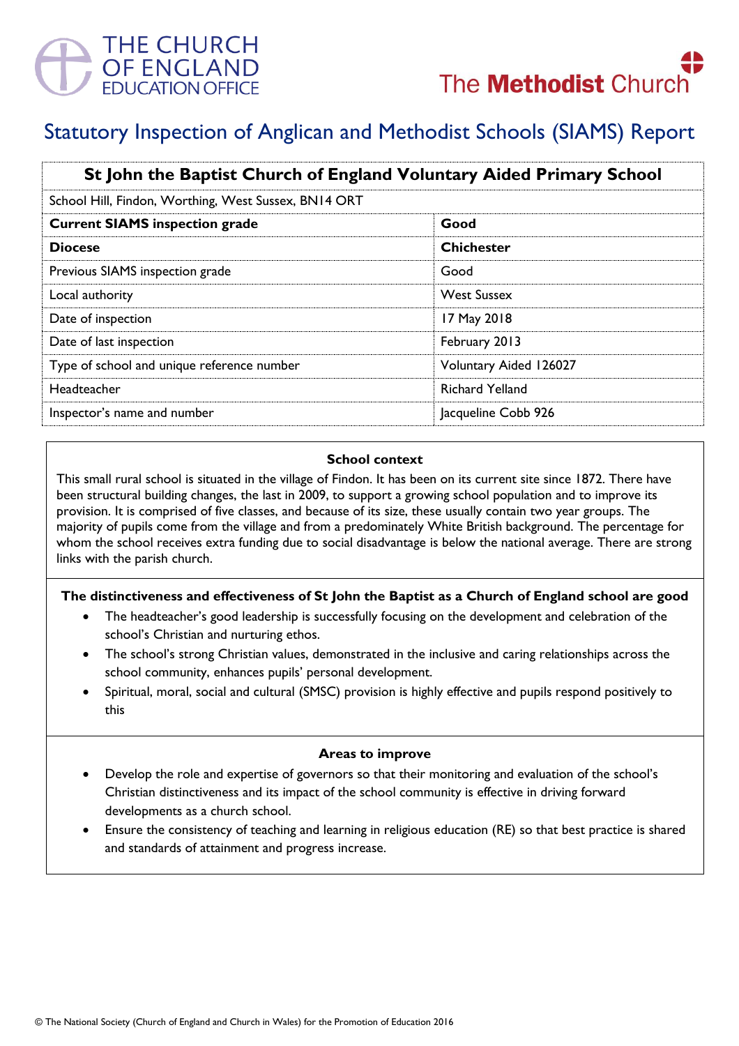# Statutory Inspection of Anglican and Methodist Schools (SIAMS) Report

| St John the Baptist Church of England Voluntary Aided Primary School | |
|---|---|
| School Hill, Findon, Worthing, West Sussex, BN14 0RT | |
| **Current SIAMS inspection grade** | **Good** |
| **Diocese** | **Chichester** |
| Previous SIAMS inspection grade | Good |
| Local authority | West Sussex |
| Date of inspection | 17 May 2018 |
| Date of last inspection | February 2013 |
| Type of school and unique reference number | Voluntary Aided 126027 |
| Headteacher | Richard Yelland |
| Inspector's name and number | Jacqueline Cobb 926 |

### School context

This small rural school is situated in the village of Findon. It has been on its current site since 1872. There have been structural building changes, the last in 2009, to support a growing school population and to improve its provision. It is comprised of five classes, and because of its size, these usually contain two year groups. The majority of pupils come from the village and from a predominately White British background. The percentage for whom the school receives extra funding due to social disadvantage is below the national average. There are strong links with the parish church.

### The distinctiveness and effectiveness of St John the Baptist as a Church of England school are good

- The headteacher's good leadership is successfully focusing on the development and celebration of the school's Christian and nurturing ethos.
- The school's strong Christian values, demonstrated in the inclusive and caring relationships across the school community, enhances pupils' personal development.
- Spiritual, moral, social and cultural (SMSC) provision is highly effective and pupils respond positively to this

### Areas to improve

- Develop the role and expertise of governors so that their monitoring and evaluation of the school's Christian distinctiveness and its impact of the school community is effective in driving forward developments as a church school.
- Ensure the consistency of teaching and learning in religious education (RE) so that best practice is shared and standards of attainment and progress increase.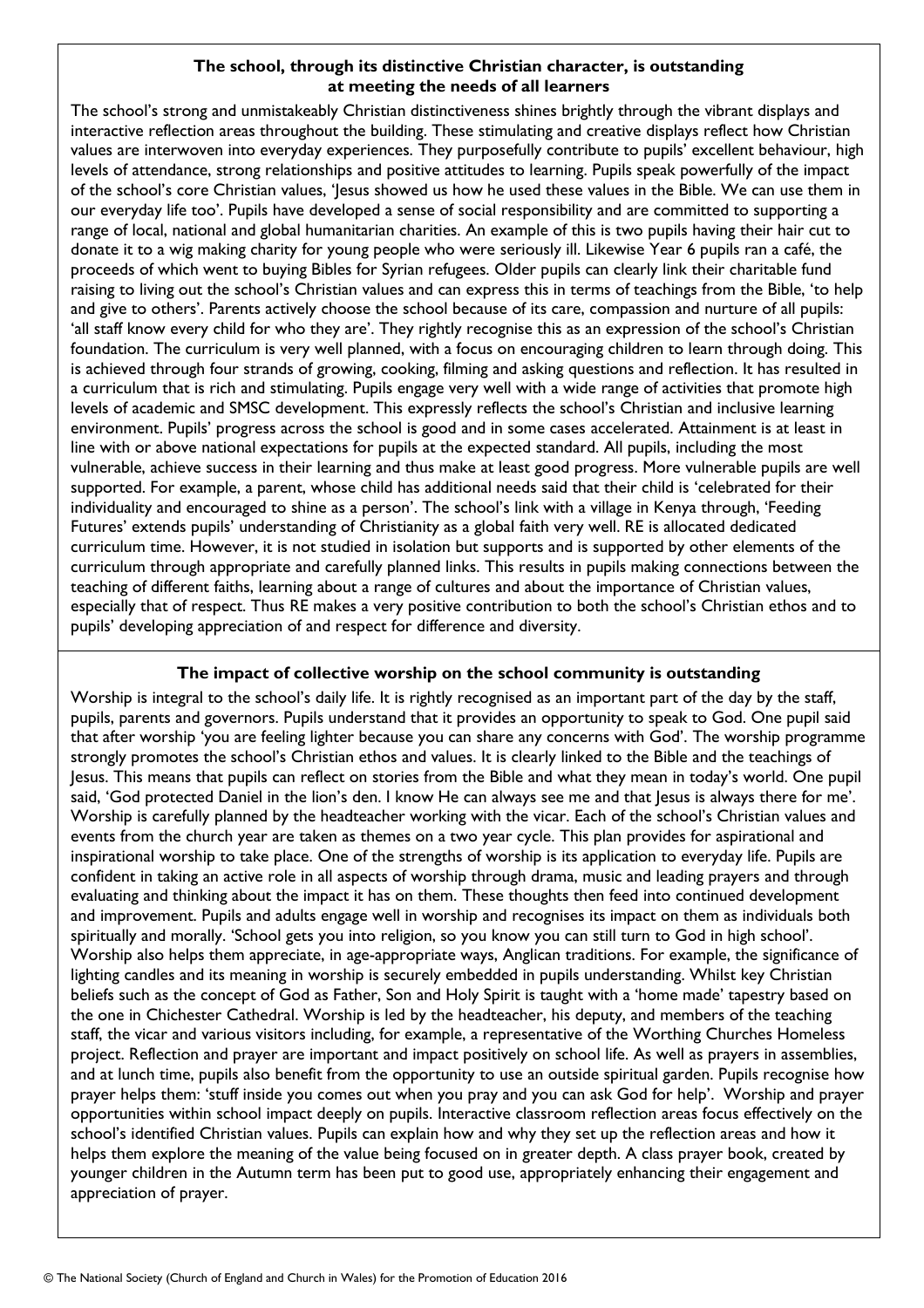### The school, through its distinctive Christian character, is outstanding at meeting the needs of all learners

The school's strong and unmistakeably Christian distinctiveness shines brightly through the vibrant displays and interactive reflection areas throughout the building. These stimulating and creative displays reflect how Christian values are interwoven into everyday experiences. They purposefully contribute to pupils' excellent behaviour, high levels of attendance, strong relationships and positive attitudes to learning. Pupils speak powerfully of the impact of the school's core Christian values, 'Jesus showed us how he used these values in the Bible. We can use them in our everyday life too'. Pupils have developed a sense of social responsibility and are committed to supporting a range of local, national and global humanitarian charities. An example of this is two pupils having their hair cut to donate it to a wig making charity for young people who were seriously ill. Likewise Year 6 pupils ran a café, the proceeds of which went to buying Bibles for Syrian refugees. Older pupils can clearly link their charitable fund raising to living out the school's Christian values and can express this in terms of teachings from the Bible, 'to help and give to others'. Parents actively choose the school because of its care, compassion and nurture of all pupils: 'all staff know every child for who they are'. They rightly recognise this as an expression of the school's Christian foundation. The curriculum is very well planned, with a focus on encouraging children to learn through doing. This is achieved through four strands of growing, cooking, filming and asking questions and reflection. It has resulted in a curriculum that is rich and stimulating. Pupils engage very well with a wide range of activities that promote high levels of academic and SMSC development. This expressly reflects the school's Christian and inclusive learning environment. Pupils' progress across the school is good and in some cases accelerated. Attainment is at least in line with or above national expectations for pupils at the expected standard. All pupils, including the most vulnerable, achieve success in their learning and thus make at least good progress. More vulnerable pupils are well supported. For example, a parent, whose child has additional needs said that their child is 'celebrated for their individuality and encouraged to shine as a person'. The school's link with a village in Kenya through, 'Feeding Futures' extends pupils' understanding of Christianity as a global faith very well. RE is allocated dedicated curriculum time. However, it is not studied in isolation but supports and is supported by other elements of the curriculum through appropriate and carefully planned links. This results in pupils making connections between the teaching of different faiths, learning about a range of cultures and about the importance of Christian values, especially that of respect. Thus RE makes a very positive contribution to both the school's Christian ethos and to pupils' developing appreciation of and respect for difference and diversity.

### The impact of collective worship on the school community is outstanding

Worship is integral to the school's daily life. It is rightly recognised as an important part of the day by the staff, pupils, parents and governors. Pupils understand that it provides an opportunity to speak to God. One pupil said that after worship 'you are feeling lighter because you can share any concerns with God'. The worship programme strongly promotes the school's Christian ethos and values. It is clearly linked to the Bible and the teachings of Jesus. This means that pupils can reflect on stories from the Bible and what they mean in today's world. One pupil said, 'God protected Daniel in the lion's den. I know He can always see me and that Jesus is always there for me'. Worship is carefully planned by the headteacher working with the vicar. Each of the school's Christian values and events from the church year are taken as themes on a two year cycle. This plan provides for aspirational and inspirational worship to take place. One of the strengths of worship is its application to everyday life. Pupils are confident in taking an active role in all aspects of worship through drama, music and leading prayers and through evaluating and thinking about the impact it has on them. These thoughts then feed into continued development and improvement. Pupils and adults engage well in worship and recognises its impact on them as individuals both spiritually and morally. 'School gets you into religion, so you know you can still turn to God in high school'. Worship also helps them appreciate, in age-appropriate ways, Anglican traditions. For example, the significance of lighting candles and its meaning in worship is securely embedded in pupils understanding. Whilst key Christian beliefs such as the concept of God as Father, Son and Holy Spirit is taught with a 'home made' tapestry based on the one in Chichester Cathedral. Worship is led by the headteacher, his deputy, and members of the teaching staff, the vicar and various visitors including, for example, a representative of the Worthing Churches Homeless project. Reflection and prayer are important and impact positively on school life. As well as prayers in assemblies, and at lunch time, pupils also benefit from the opportunity to use an outside spiritual garden. Pupils recognise how prayer helps them: 'stuff inside you comes out when you pray and you can ask God for help'. Worship and prayer opportunities within school impact deeply on pupils. Interactive classroom reflection areas focus effectively on the school's identified Christian values. Pupils can explain how and why they set up the reflection areas and how it helps them explore the meaning of the value being focused on in greater depth. A class prayer book, created by younger children in the Autumn term has been put to good use, appropriately enhancing their engagement and appreciation of prayer.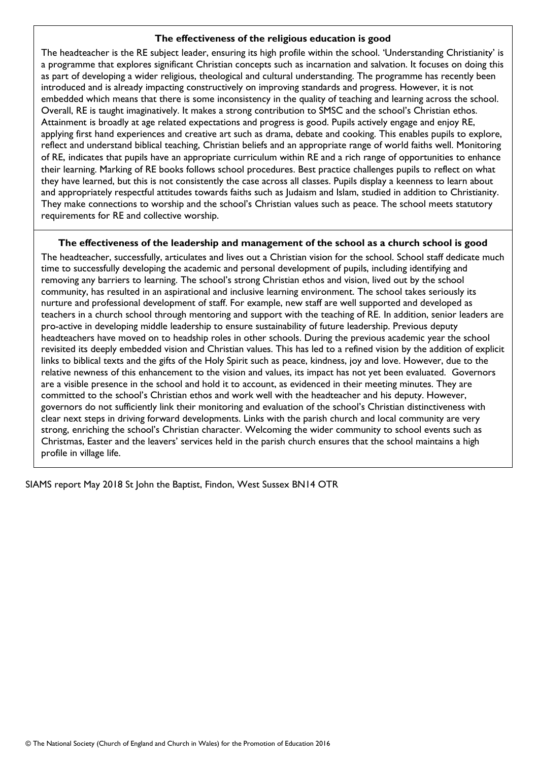### The effectiveness of the religious education is good

The headteacher is the RE subject leader, ensuring its high profile within the school. 'Understanding Christianity' is a programme that explores significant Christian concepts such as incarnation and salvation. It focuses on doing this as part of developing a wider religious, theological and cultural understanding. The programme has recently been introduced and is already impacting constructively on improving standards and progress. However, it is not embedded which means that there is some inconsistency in the quality of teaching and learning across the school. Overall, RE is taught imaginatively. It makes a strong contribution to SMSC and the school's Christian ethos. Attainment is broadly at age related expectations and progress is good. Pupils actively engage and enjoy RE, applying first hand experiences and creative art such as drama, debate and cooking. This enables pupils to explore, reflect and understand biblical teaching, Christian beliefs and an appropriate range of world faiths well. Monitoring of RE, indicates that pupils have an appropriate curriculum within RE and a rich range of opportunities to enhance their learning. Marking of RE books follows school procedures. Best practice challenges pupils to reflect on what they have learned, but this is not consistently the case across all classes. Pupils display a keenness to learn about and appropriately respectful attitudes towards faiths such as Judaism and Islam, studied in addition to Christianity. They make connections to worship and the school's Christian values such as peace. The school meets statutory requirements for RE and collective worship.

### The effectiveness of the leadership and management of the school as a church school is good

The headteacher, successfully, articulates and lives out a Christian vision for the school. School staff dedicate much time to successfully developing the academic and personal development of pupils, including identifying and removing any barriers to learning. The school's strong Christian ethos and vision, lived out by the school community, has resulted in an aspirational and inclusive learning environment. The school takes seriously its nurture and professional development of staff. For example, new staff are well supported and developed as teachers in a church school through mentoring and support with the teaching of RE. In addition, senior leaders are pro-active in developing middle leadership to ensure sustainability of future leadership. Previous deputy headteachers have moved on to headship roles in other schools. During the previous academic year the school revisited its deeply embedded vision and Christian values. This has led to a refined vision by the addition of explicit links to biblical texts and the gifts of the Holy Spirit such as peace, kindness, joy and love. However, due to the relative newness of this enhancement to the vision and values, its impact has not yet been evaluated. Governors are a visible presence in the school and hold it to account, as evidenced in their meeting minutes. They are committed to the school's Christian ethos and work well with the headteacher and his deputy. However, governors do not sufficiently link their monitoring and evaluation of the school's Christian distinctiveness with clear next steps in driving forward developments. Links with the parish church and local community are very strong, enriching the school's Christian character. Welcoming the wider community to school events such as Christmas, Easter and the leavers' services held in the parish church ensures that the school maintains a high profile in village life.

SIAMS report May 2018 St John the Baptist, Findon, West Sussex BN14 OTR

© The National Society (Church of England and Church in Wales) for the Promotion of Education 2016